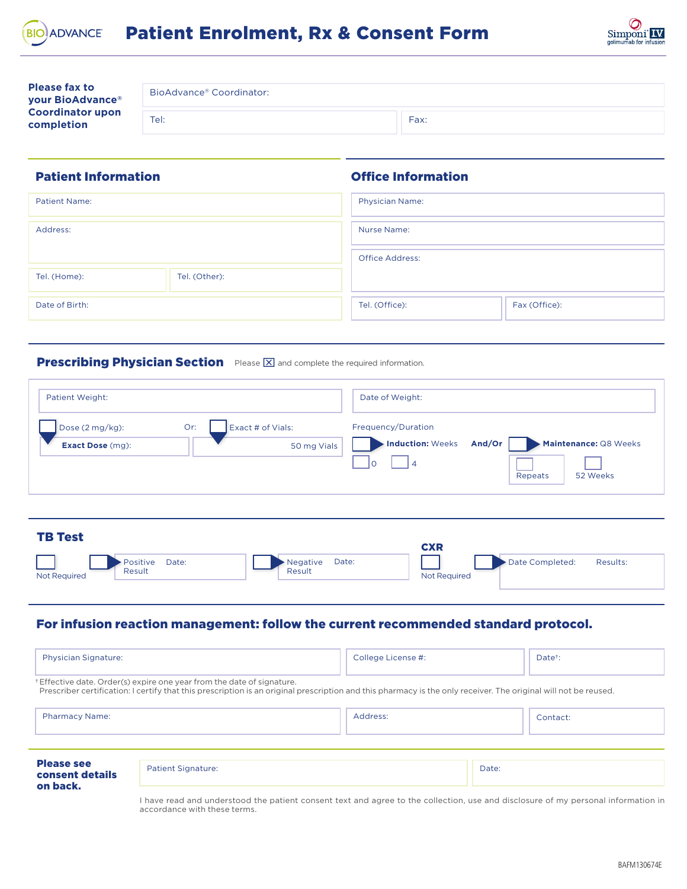# Patient Enrolment, Rx & Consent Form

**Please fax to your BioAdvance® Coordinator upon completion**

BioAdvance® Coordinator:

Tel: | Fax:

## Patient Information

Patient Name:

Address:

Tel. (Home): | Tel. (Other):

Date of Birth:

## Office Information

Physician Name:

Nurse Name:

Office Address:

Tel. (Office): | Fax (Office):

## Prescribing Physician Section

Please ☒ and complete the required information.

Patient Weight:

Date of Weight:

☐ Dose (2 mg/kg): **Exact Dose** (mg):

Or: ☐ Exact # of Vials: 50 mg Vials

Frequency/Duration

☐ **Induction:** Weeks ☐ 0 ☐ 4

**And/Or**

☐ **Maintenance:** Q8 Weeks ☐ Repeats ☐ 52 Weeks

## TB Test

☐ Not Required

☐ Positive Result Date:

☐ Negative Result Date:

### CXR

☐ Not Required

☐ Date Completed: Results:

## For infusion reaction management: follow the current recommended standard protocol.

Physician Signature: | College License #: | Date†:

† Effective date. Order(s) expire one year from the date of signature.
Prescriber certification: I certify that this prescription is an original prescription and this pharmacy is the only receiver. The original will not be reused.

Pharmacy Name: | Address: | Contact:

**Please see consent details on back.**

Patient Signature: | Date:

I have read and understood the patient consent text and agree to the collection, use and disclosure of my personal information in accordance with these terms.

BAFM130674E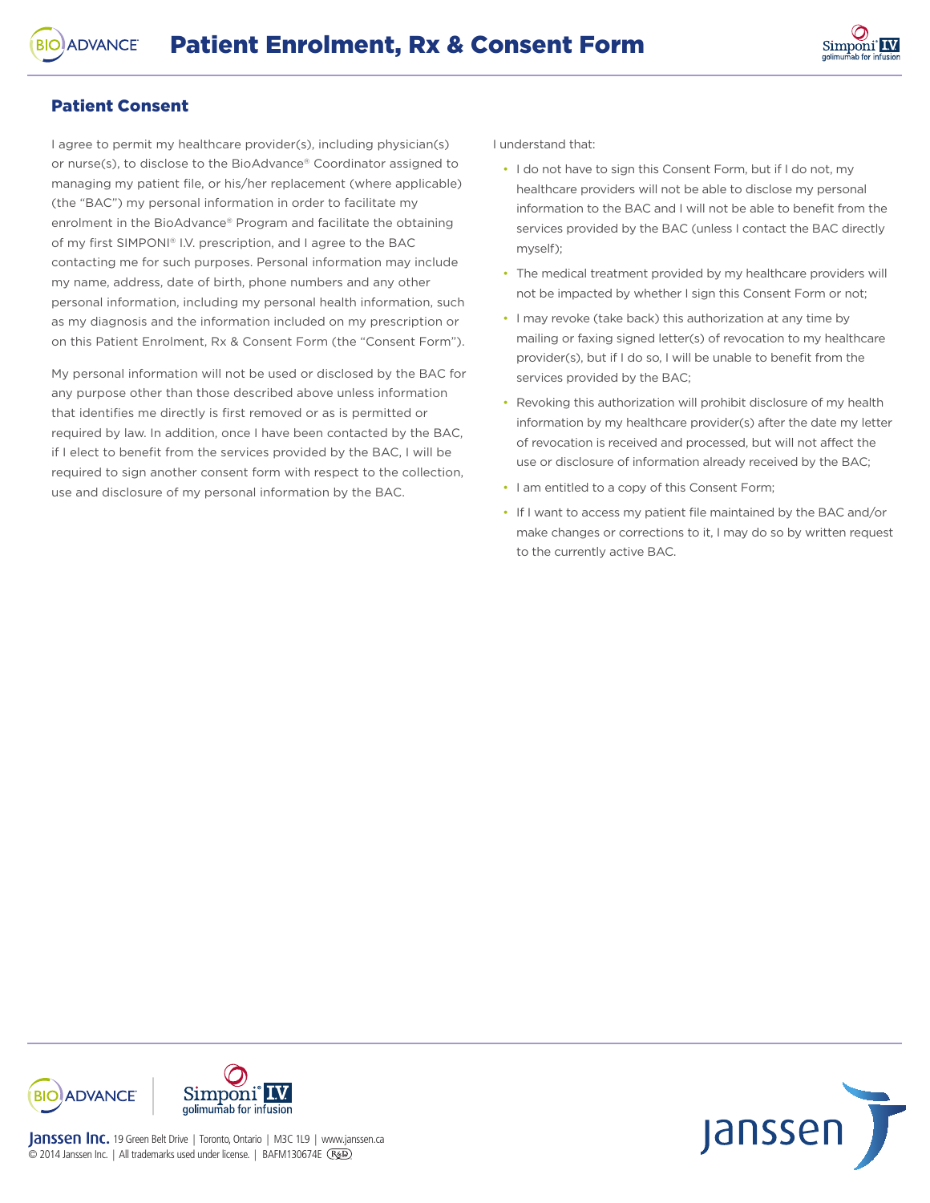## Patient Consent

I agree to permit my healthcare provider(s), including physician(s) or nurse(s), to disclose to the BioAdvance® Coordinator assigned to managing my patient file, or his/her replacement (where applicable) (the "BAC") my personal information in order to facilitate my enrolment in the BioAdvance® Program and facilitate the obtaining of my first SIMPONI® I.V. prescription, and I agree to the BAC contacting me for such purposes. Personal information may include my name, address, date of birth, phone numbers and any other personal information, including my personal health information, such as my diagnosis and the information included on my prescription or on this Patient Enrolment, Rx & Consent Form (the "Consent Form").

My personal information will not be used or disclosed by the BAC for any purpose other than those described above unless information that identifies me directly is first removed or as is permitted or required by law. In addition, once I have been contacted by the BAC, if I elect to benefit from the services provided by the BAC, I will be required to sign another consent form with respect to the collection, use and disclosure of my personal information by the BAC.

I understand that:

- I do not have to sign this Consent Form, but if I do not, my healthcare providers will not be able to disclose my personal information to the BAC and I will not be able to benefit from the services provided by the BAC (unless I contact the BAC directly myself);
- The medical treatment provided by my healthcare providers will not be impacted by whether I sign this Consent Form or not;
- I may revoke (take back) this authorization at any time by mailing or faxing signed letter(s) of revocation to my healthcare provider(s), but if I do so, I will be unable to benefit from the services provided by the BAC;
- Revoking this authorization will prohibit disclosure of my health information by my healthcare provider(s) after the date my letter of revocation is received and processed, but will not affect the use or disclosure of information already received by the BAC;
- I am entitled to a copy of this Consent Form;
- If I want to access my patient file maintained by the BAC and/or make changes or corrections to it, I may do so by written request to the currently active BAC.

Janssen Inc. 19 Green Belt Drive | Toronto, Ontario | M3C 1L9 | www.janssen.ca
© 2014 Janssen Inc. | All trademarks used under license. | BAFM130674E